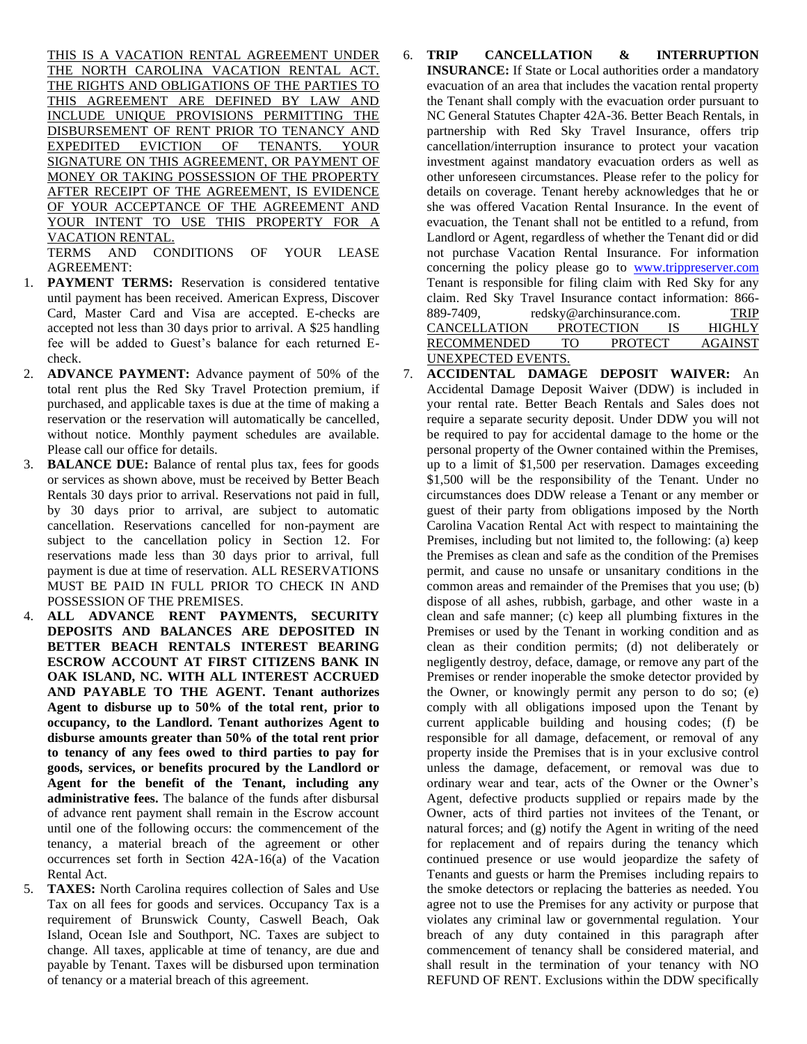THIS IS A VACATION RENTAL AGREEMENT UNDER THE NORTH CAROLINA VACATION RENTAL ACT. THE RIGHTS AND OBLIGATIONS OF THE PARTIES TO THIS AGREEMENT ARE DEFINED BY LAW AND INCLUDE UNIQUE PROVISIONS PERMITTING THE DISBURSEMENT OF RENT PRIOR TO TENANCY AND EXPEDITED EVICTION OF TENANTS. YOUR SIGNATURE ON THIS AGREEMENT, OR PAYMENT OF MONEY OR TAKING POSSESSION OF THE PROPERTY AFTER RECEIPT OF THE AGREEMENT, IS EVIDENCE OF YOUR ACCEPTANCE OF THE AGREEMENT AND YOUR INTENT TO USE THIS PROPERTY FOR A VACATION RENTAL.

TERMS AND CONDITIONS OF YOUR LEASE AGREEMENT:

1. **PAYMENT TERMS:** Reservation is considered tentative until payment has been received. American Express, Discover Card, Master Card and Visa are accepted. E-checks are accepted not less than 30 days prior to arrival. A $25 handling fee will be added to Guest's balance for each returned E-check.
2. **ADVANCE PAYMENT:** Advance payment of 50% of the total rent plus the Red Sky Travel Protection premium, if purchased, and applicable taxes is due at the time of making a reservation or the reservation will automatically be cancelled, without notice. Monthly payment schedules are available. Please call our office for details.
3. **BALANCE DUE:** Balance of rental plus tax, fees for goods or services as shown above, must be received by Better Beach Rentals 30 days prior to arrival. Reservations not paid in full, by 30 days prior to arrival, are subject to automatic cancellation. Reservations cancelled for non-payment are subject to the cancellation policy in Section 12. For reservations made less than 30 days prior to arrival, full payment is due at time of reservation. ALL RESERVATIONS MUST BE PAID IN FULL PRIOR TO CHECK IN AND POSSESSION OF THE PREMISES.
4. **ALL ADVANCE RENT PAYMENTS, SECURITY DEPOSITS AND BALANCES ARE DEPOSITED IN BETTER BEACH RENTALS INTEREST BEARING ESCROW ACCOUNT AT FIRST CITIZENS BANK IN OAK ISLAND, NC. WITH ALL INTEREST ACCRUED AND PAYABLE TO THE AGENT. Tenant authorizes Agent to disburse up to 50% of the total rent, prior to occupancy, to the Landlord. Tenant authorizes Agent to disburse amounts greater than 50% of the total rent prior to tenancy of any fees owed to third parties to pay for goods, services, or benefits procured by the Landlord or Agent for the benefit of the Tenant, including any administrative fees.** The balance of the funds after disbursal of advance rent payment shall remain in the Escrow account until one of the following occurs: the commencement of the tenancy, a material breach of the agreement or other occurrences set forth in Section 42A-16(a) of the Vacation Rental Act.
5. **TAXES:** North Carolina requires collection of Sales and Use Tax on all fees for goods and services. Occupancy Tax is a requirement of Brunswick County, Caswell Beach, Oak Island, Ocean Isle and Southport, NC. Taxes are subject to change. All taxes, applicable at time of tenancy, are due and payable by Tenant. Taxes will be disbursed upon termination of tenancy or a material breach of this agreement.
6. **TRIP CANCELLATION & INTERRUPTION INSURANCE:** If State or Local authorities order a mandatory evacuation of an area that includes the vacation rental property the Tenant shall comply with the evacuation order pursuant to NC General Statutes Chapter 42A-36. Better Beach Rentals, in partnership with Red Sky Travel Insurance, offers trip cancellation/interruption insurance to protect your vacation investment against mandatory evacuation orders as well as other unforeseen circumstances. Please refer to the policy for details on coverage. Tenant hereby acknowledges that he or she was offered Vacation Rental Insurance. In the event of evacuation, the Tenant shall not be entitled to a refund, from Landlord or Agent, regardless of whether the Tenant did or did not purchase Vacation Rental Insurance. For information concerning the policy please go to www.trippreserver.com Tenant is responsible for filing claim with Red Sky for any claim. Red Sky Travel Insurance contact information: 866-889-7409, redsky@archinsurance.com. TRIP CANCELLATION PROTECTION IS HIGHLY RECOMMENDED TO PROTECT AGAINST UNEXPECTED EVENTS.
7. **ACCIDENTAL DAMAGE DEPOSIT WAIVER:** An Accidental Damage Deposit Waiver (DDW) is included in your rental rate. Better Beach Rentals and Sales does not require a separate security deposit. Under DDW you will not be required to pay for accidental damage to the home or the personal property of the Owner contained within the Premises, up to a limit of $1,500 per reservation. Damages exceeding $1,500 will be the responsibility of the Tenant. Under no circumstances does DDW release a Tenant or any member or guest of their party from obligations imposed by the North Carolina Vacation Rental Act with respect to maintaining the Premises, including but not limited to, the following: (a) keep the Premises as clean and safe as the condition of the Premises permit, and cause no unsafe or unsanitary conditions in the common areas and remainder of the Premises that you use; (b) dispose of all ashes, rubbish, garbage, and other waste in a clean and safe manner; (c) keep all plumbing fixtures in the Premises or used by the Tenant in working condition and as clean as their condition permits; (d) not deliberately or negligently destroy, deface, damage, or remove any part of the Premises or render inoperable the smoke detector provided by the Owner, or knowingly permit any person to do so; (e) comply with all obligations imposed upon the Tenant by current applicable building and housing codes; (f) be responsible for all damage, defacement, or removal of any property inside the Premises that is in your exclusive control unless the damage, defacement, or removal was due to ordinary wear and tear, acts of the Owner or the Owner's Agent, defective products supplied or repairs made by the Owner, acts of third parties not invitees of the Tenant, or natural forces; and (g) notify the Agent in writing of the need for replacement and of repairs during the tenancy which continued presence or use would jeopardize the safety of Tenants and guests or harm the Premises including repairs to the smoke detectors or replacing the batteries as needed. You agree not to use the Premises for any activity or purpose that violates any criminal law or governmental regulation. Your breach of any duty contained in this paragraph after commencement of tenancy shall be considered material, and shall result in the termination of your tenancy with NO REFUND OF RENT. Exclusions within the DDW specifically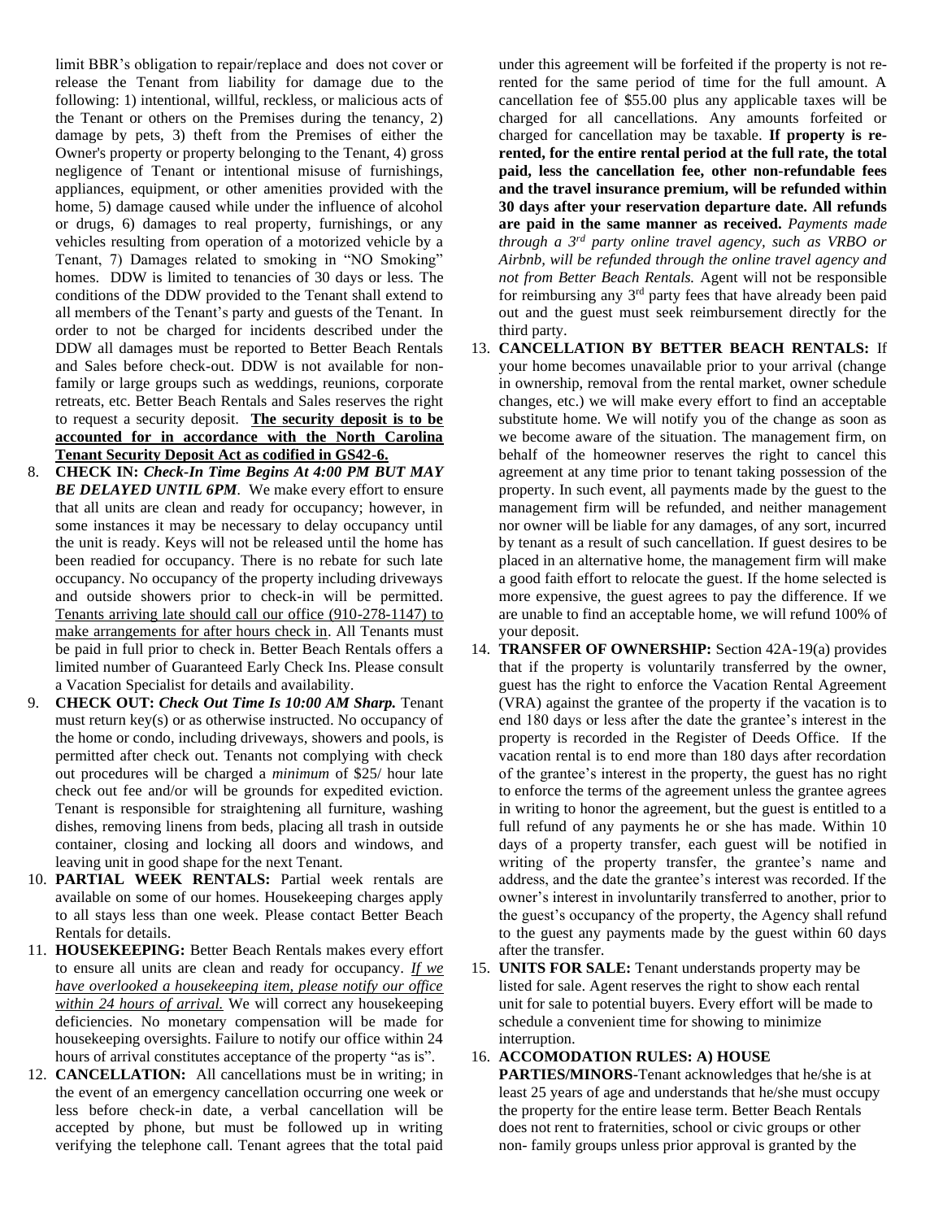limit BBR's obligation to repair/replace and does not cover or release the Tenant from liability for damage due to the following: 1) intentional, willful, reckless, or malicious acts of the Tenant or others on the Premises during the tenancy, 2) damage by pets, 3) theft from the Premises of either the Owner's property or property belonging to the Tenant, 4) gross negligence of Tenant or intentional misuse of furnishings, appliances, equipment, or other amenities provided with the home, 5) damage caused while under the influence of alcohol or drugs, 6) damages to real property, furnishings, or any vehicles resulting from operation of a motorized vehicle by a Tenant, 7) Damages related to smoking in "NO Smoking" homes. DDW is limited to tenancies of 30 days or less. The conditions of the DDW provided to the Tenant shall extend to all members of the Tenant's party and guests of the Tenant. In order to not be charged for incidents described under the DDW all damages must be reported to Better Beach Rentals and Sales before check-out. DDW is not available for non-family or large groups such as weddings, reunions, corporate retreats, etc. Better Beach Rentals and Sales reserves the right to request a security deposit. **The security deposit is to be accounted for in accordance with the North Carolina Tenant Security Deposit Act as codified in GS42-6.**

8. **CHECK IN:** ***Check-In Time Begins At 4:00 PM BUT MAY BE DELAYED UNTIL 6PM***. We make every effort to ensure that all units are clean and ready for occupancy; however, in some instances it may be necessary to delay occupancy until the unit is ready. Keys will not be released until the home has been readied for occupancy. There is no rebate for such late occupancy. No occupancy of the property including driveways and outside showers prior to check-in will be permitted. Tenants arriving late should call our office (910-278-1147) to make arrangements for after hours check in. All Tenants must be paid in full prior to check in. Better Beach Rentals offers a limited number of Guaranteed Early Check Ins. Please consult a Vacation Specialist for details and availability.
9. **CHECK OUT:** ***Check Out Time Is 10:00 AM Sharp.*** Tenant must return key(s) or as otherwise instructed. No occupancy of the home or condo, including driveways, showers and pools, is permitted after check out. Tenants not complying with check out procedures will be charged a *minimum* of $25/ hour late check out fee and/or will be grounds for expedited eviction. Tenant is responsible for straightening all furniture, washing dishes, removing linens from beds, placing all trash in outside container, closing and locking all doors and windows, and leaving unit in good shape for the next Tenant.
10. **PARTIAL WEEK RENTALS:** Partial week rentals are available on some of our homes. Housekeeping charges apply to all stays less than one week. Please contact Better Beach Rentals for details.
11. **HOUSEKEEPING:** Better Beach Rentals makes every effort to ensure all units are clean and ready for occupancy. *If we have overlooked a housekeeping item, please notify our office within 24 hours of arrival.* We will correct any housekeeping deficiencies. No monetary compensation will be made for housekeeping oversights. Failure to notify our office within 24 hours of arrival constitutes acceptance of the property "as is".
12. **CANCELLATION:** All cancellations must be in writing; in the event of an emergency cancellation occurring one week or less before check-in date, a verbal cancellation will be accepted by phone, but must be followed up in writing verifying the telephone call. Tenant agrees that the total paid under this agreement will be forfeited if the property is not re-rented for the same period of time for the full amount. A cancellation fee of $55.00 plus any applicable taxes will be charged for all cancellations. Any amounts forfeited or charged for cancellation may be taxable. **If property is re-rented, for the entire rental period at the full rate, the total paid, less the cancellation fee, other non-refundable fees and the travel insurance premium, will be refunded within 30 days after your reservation departure date. All refunds are paid in the same manner as received.** *Payments made through a 3rd party online travel agency, such as VRBO or Airbnb, will be refunded through the online travel agency and not from Better Beach Rentals.* Agent will not be responsible for reimbursing any 3rd party fees that have already been paid out and the guest must seek reimbursement directly for the third party.
13. **CANCELLATION BY BETTER BEACH RENTALS:** If your home becomes unavailable prior to your arrival (change in ownership, removal from the rental market, owner schedule changes, etc.) we will make every effort to find an acceptable substitute home. We will notify you of the change as soon as we become aware of the situation. The management firm, on behalf of the homeowner reserves the right to cancel this agreement at any time prior to tenant taking possession of the property. In such event, all payments made by the guest to the management firm will be refunded, and neither management nor owner will be liable for any damages, of any sort, incurred by tenant as a result of such cancellation. If guest desires to be placed in an alternative home, the management firm will make a good faith effort to relocate the guest. If the home selected is more expensive, the guest agrees to pay the difference. If we are unable to find an acceptable home, we will refund 100% of your deposit.
14. **TRANSFER OF OWNERSHIP:** Section 42A-19(a) provides that if the property is voluntarily transferred by the owner, guest has the right to enforce the Vacation Rental Agreement (VRA) against the grantee of the property if the vacation is to end 180 days or less after the date the grantee's interest in the property is recorded in the Register of Deeds Office. If the vacation rental is to end more than 180 days after recordation of the grantee's interest in the property, the guest has no right to enforce the terms of the agreement unless the grantee agrees in writing to honor the agreement, but the guest is entitled to a full refund of any payments he or she has made. Within 10 days of a property transfer, each guest will be notified in writing of the property transfer, the grantee's name and address, and the date the grantee's interest was recorded. If the owner's interest in involuntarily transferred to another, prior to the guest's occupancy of the property, the Agency shall refund to the guest any payments made by the guest within 60 days after the transfer.
15. **UNITS FOR SALE:** Tenant understands property may be listed for sale. Agent reserves the right to show each rental unit for sale to potential buyers. Every effort will be made to schedule a convenient time for showing to minimize interruption.
16. **ACCOMODATION RULES: A) HOUSE PARTIES/MINORS**-Tenant acknowledges that he/she is at least 25 years of age and understands that he/she must occupy the property for the entire lease term. Better Beach Rentals does not rent to fraternities, school or civic groups or other non- family groups unless prior approval is granted by the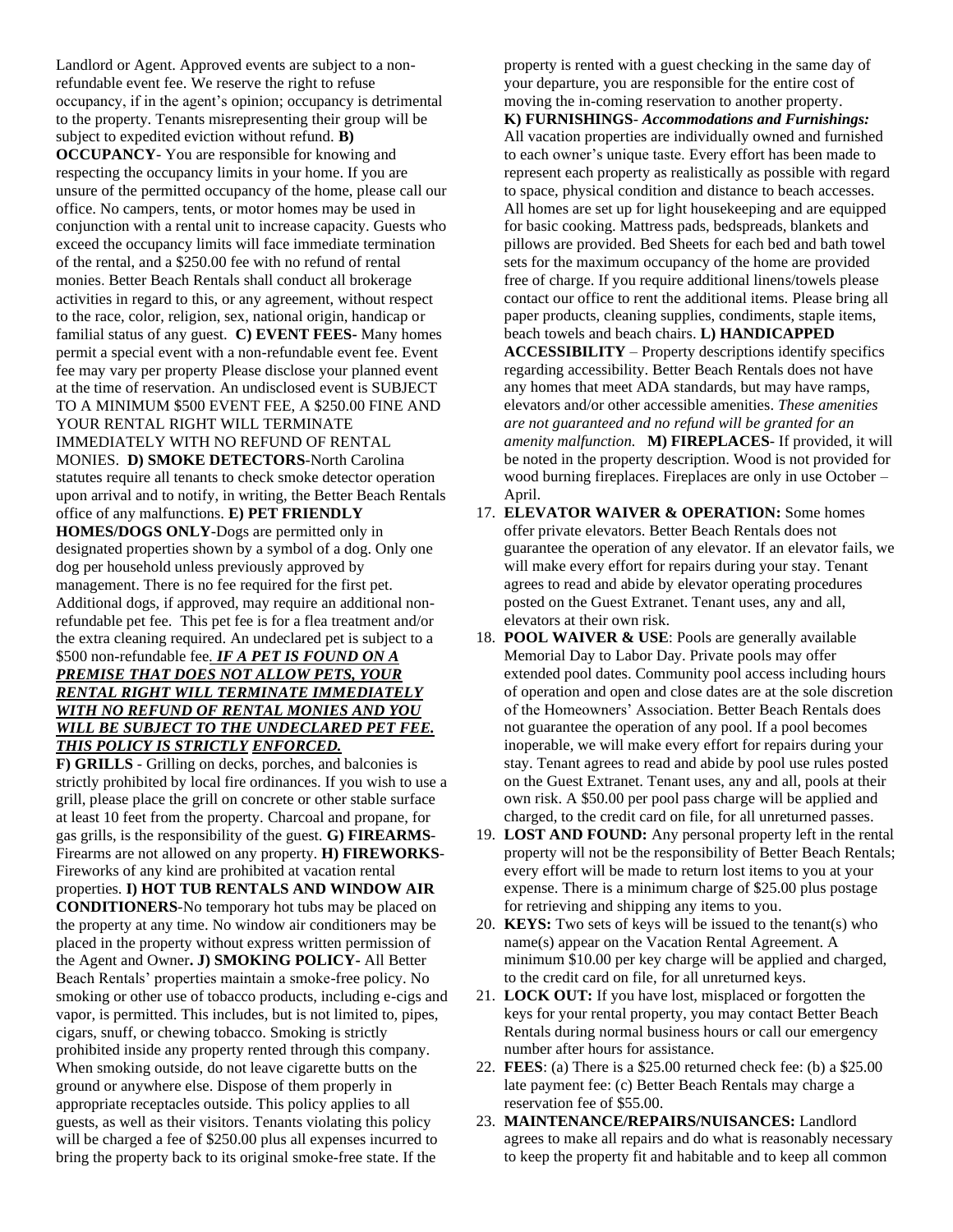Landlord or Agent. Approved events are subject to a non-refundable event fee. We reserve the right to refuse occupancy, if in the agent's opinion; occupancy is detrimental to the property. Tenants misrepresenting their group will be subject to expedited eviction without refund. **B) OCCUPANCY**- You are responsible for knowing and respecting the occupancy limits in your home. If you are unsure of the permitted occupancy of the home, please call our office. No campers, tents, or motor homes may be used in conjunction with a rental unit to increase capacity. Guests who exceed the occupancy limits will face immediate termination of the rental, and a $250.00 fee with no refund of rental monies. Better Beach Rentals shall conduct all brokerage activities in regard to this, or any agreement, without respect to the race, color, religion, sex, national origin, handicap or familial status of any guest. **C) EVENT FEES**- Many homes permit a special event with a non-refundable event fee. Event fee may vary per property Please disclose your planned event at the time of reservation. An undisclosed event is SUBJECT TO A MINIMUM $500 EVENT FEE, A $250.00 FINE AND YOUR RENTAL RIGHT WILL TERMINATE IMMEDIATELY WITH NO REFUND OF RENTAL MONIES. **D) SMOKE DETECTORS**-North Carolina statutes require all tenants to check smoke detector operation upon arrival and to notify, in writing, the Better Beach Rentals office of any malfunctions. **E) PET FRIENDLY HOMES/DOGS ONLY**-Dogs are permitted only in designated properties shown by a symbol of a dog. Only one dog per household unless previously approved by management. There is no fee required for the first pet. Additional dogs, if approved, may require an additional non-refundable pet fee. This pet fee is for a flea treatment and/or the extra cleaning required. An undeclared pet is subject to a $500 non-refundable fee. ***IF A PET IS FOUND ON A PREMISE THAT DOES NOT ALLOW PETS, YOUR RENTAL RIGHT WILL TERMINATE IMMEDIATELY WITH NO REFUND OF RENTAL MONIES AND YOU WILL BE SUBJECT TO THE UNDECLARED PET FEE. THIS POLICY IS STRICTLY ENFORCED.***

**F) GRILLS** - Grilling on decks, porches, and balconies is strictly prohibited by local fire ordinances. If you wish to use a grill, please place the grill on concrete or other stable surface at least 10 feet from the property. Charcoal and propane, for gas grills, is the responsibility of the guest. **G) FIREARMS**- Firearms are not allowed on any property. **H) FIREWORKS**- Fireworks of any kind are prohibited at vacation rental properties. **I) HOT TUB RENTALS AND WINDOW AIR CONDITIONERS**-No temporary hot tubs may be placed on the property at any time. No window air conditioners may be placed in the property without express written permission of the Agent and Owner**. J) SMOKING POLICY**- All Better Beach Rentals' properties maintain a smoke-free policy. No smoking or other use of tobacco products, including e-cigs and vapor, is permitted. This includes, but is not limited to, pipes, cigars, snuff, or chewing tobacco. Smoking is strictly prohibited inside any property rented through this company. When smoking outside, do not leave cigarette butts on the ground or anywhere else. Dispose of them properly in appropriate receptacles outside. This policy applies to all guests, as well as their visitors. Tenants violating this policy will be charged a fee of $250.00 plus all expenses incurred to bring the property back to its original smoke-free state. If the property is rented with a guest checking in the same day of your departure, you are responsible for the entire cost of moving the in-coming reservation to another property.

**K) FURNISHINGS**- ***Accommodations and Furnishings:*** All vacation properties are individually owned and furnished to each owner's unique taste. Every effort has been made to represent each property as realistically as possible with regard to space, physical condition and distance to beach accesses. All homes are set up for light housekeeping and are equipped for basic cooking. Mattress pads, bedspreads, blankets and pillows are provided. Bed Sheets for each bed and bath towel sets for the maximum occupancy of the home are provided free of charge. If you require additional linens/towels please contact our office to rent the additional items. Please bring all paper products, cleaning supplies, condiments, staple items, beach towels and beach chairs. **L) HANDICAPPED ACCESSIBILITY** – Property descriptions identify specifics regarding accessibility. Better Beach Rentals does not have any homes that meet ADA standards, but may have ramps, elevators and/or other accessible amenities. *These amenities are not guaranteed and no refund will be granted for an amenity malfunction.* **M) FIREPLACES**- If provided, it will be noted in the property description. Wood is not provided for wood burning fireplaces. Fireplaces are only in use October – April.

17. **ELEVATOR WAIVER & OPERATION:** Some homes offer private elevators. Better Beach Rentals does not guarantee the operation of any elevator. If an elevator fails, we will make every effort for repairs during your stay. Tenant agrees to read and abide by elevator operating procedures posted on the Guest Extranet. Tenant uses, any and all, elevators at their own risk.
18. **POOL WAIVER & USE**: Pools are generally available Memorial Day to Labor Day. Private pools may offer extended pool dates. Community pool access including hours of operation and open and close dates are at the sole discretion of the Homeowners' Association. Better Beach Rentals does not guarantee the operation of any pool. If a pool becomes inoperable, we will make every effort for repairs during your stay. Tenant agrees to read and abide by pool use rules posted on the Guest Extranet. Tenant uses, any and all, pools at their own risk. A $50.00 per pool pass charge will be applied and charged, to the credit card on file, for all unreturned passes.
19. **LOST AND FOUND:** Any personal property left in the rental property will not be the responsibility of Better Beach Rentals; every effort will be made to return lost items to you at your expense. There is a minimum charge of $25.00 plus postage for retrieving and shipping any items to you.
20. **KEYS:** Two sets of keys will be issued to the tenant(s) who name(s) appear on the Vacation Rental Agreement. A minimum $10.00 per key charge will be applied and charged, to the credit card on file, for all unreturned keys.
21. **LOCK OUT:** If you have lost, misplaced or forgotten the keys for your rental property, you may contact Better Beach Rentals during normal business hours or call our emergency number after hours for assistance.
22. **FEES**: (a) There is a $25.00 returned check fee: (b) a $25.00 late payment fee: (c) Better Beach Rentals may charge a reservation fee of $55.00.
23. **MAINTENANCE/REPAIRS/NUISANCES:** Landlord agrees to make all repairs and do what is reasonably necessary to keep the property fit and habitable and to keep all common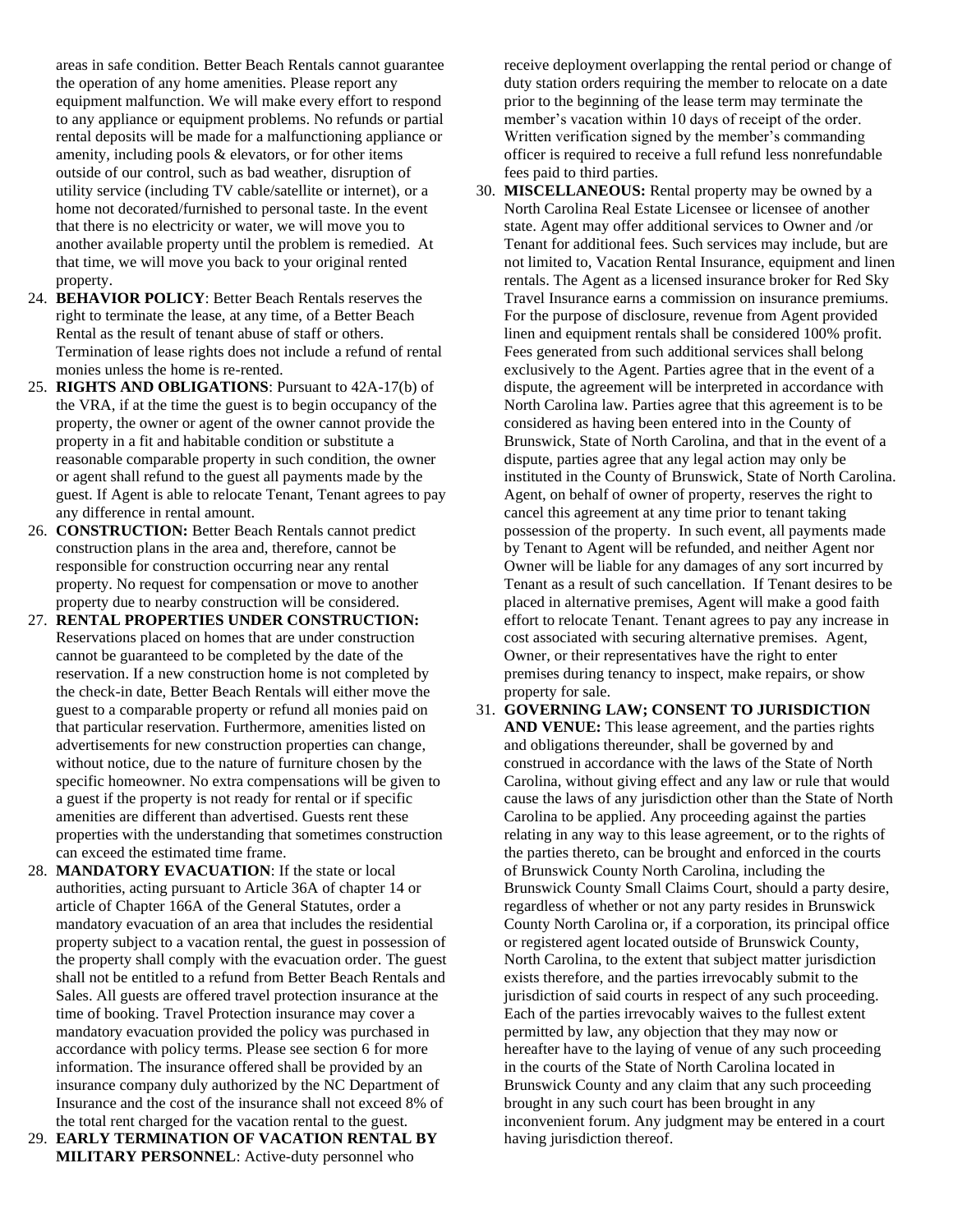areas in safe condition. Better Beach Rentals cannot guarantee the operation of any home amenities. Please report any equipment malfunction. We will make every effort to respond to any appliance or equipment problems. No refunds or partial rental deposits will be made for a malfunctioning appliance or amenity, including pools & elevators, or for other items outside of our control, such as bad weather, disruption of utility service (including TV cable/satellite or internet), or a home not decorated/furnished to personal taste. In the event that there is no electricity or water, we will move you to another available property until the problem is remedied. At that time, we will move you back to your original rented property.

24. **BEHAVIOR POLICY**: Better Beach Rentals reserves the right to terminate the lease, at any time, of a Better Beach Rental as the result of tenant abuse of staff or others. Termination of lease rights does not include a refund of rental monies unless the home is re-rented.
25. **RIGHTS AND OBLIGATIONS**: Pursuant to 42A-17(b) of the VRA, if at the time the guest is to begin occupancy of the property, the owner or agent of the owner cannot provide the property in a fit and habitable condition or substitute a reasonable comparable property in such condition, the owner or agent shall refund to the guest all payments made by the guest. If Agent is able to relocate Tenant, Tenant agrees to pay any difference in rental amount.
26. **CONSTRUCTION:** Better Beach Rentals cannot predict construction plans in the area and, therefore, cannot be responsible for construction occurring near any rental property. No request for compensation or move to another property due to nearby construction will be considered.
27. **RENTAL PROPERTIES UNDER CONSTRUCTION:** Reservations placed on homes that are under construction cannot be guaranteed to be completed by the date of the reservation. If a new construction home is not completed by the check-in date, Better Beach Rentals will either move the guest to a comparable property or refund all monies paid on that particular reservation. Furthermore, amenities listed on advertisements for new construction properties can change, without notice, due to the nature of furniture chosen by the specific homeowner. No extra compensations will be given to a guest if the property is not ready for rental or if specific amenities are different than advertised. Guests rent these properties with the understanding that sometimes construction can exceed the estimated time frame.
28. **MANDATORY EVACUATION**: If the state or local authorities, acting pursuant to Article 36A of chapter 14 or article of Chapter 166A of the General Statutes, order a mandatory evacuation of an area that includes the residential property subject to a vacation rental, the guest in possession of the property shall comply with the evacuation order. The guest shall not be entitled to a refund from Better Beach Rentals and Sales. All guests are offered travel protection insurance at the time of booking. Travel Protection insurance may cover a mandatory evacuation provided the policy was purchased in accordance with policy terms. Please see section 6 for more information. The insurance offered shall be provided by an insurance company duly authorized by the NC Department of Insurance and the cost of the insurance shall not exceed 8% of the total rent charged for the vacation rental to the guest.
29. **EARLY TERMINATION OF VACATION RENTAL BY MILITARY PERSONNEL**: Active-duty personnel who receive deployment overlapping the rental period or change of duty station orders requiring the member to relocate on a date prior to the beginning of the lease term may terminate the member's vacation within 10 days of receipt of the order. Written verification signed by the member's commanding officer is required to receive a full refund less nonrefundable fees paid to third parties.
30. **MISCELLANEOUS:** Rental property may be owned by a North Carolina Real Estate Licensee or licensee of another state. Agent may offer additional services to Owner and /or Tenant for additional fees. Such services may include, but are not limited to, Vacation Rental Insurance, equipment and linen rentals. The Agent as a licensed insurance broker for Red Sky Travel Insurance earns a commission on insurance premiums. For the purpose of disclosure, revenue from Agent provided linen and equipment rentals shall be considered 100% profit. Fees generated from such additional services shall belong exclusively to the Agent. Parties agree that in the event of a dispute, the agreement will be interpreted in accordance with North Carolina law. Parties agree that this agreement is to be considered as having been entered into in the County of Brunswick, State of North Carolina, and that in the event of a dispute, parties agree that any legal action may only be instituted in the County of Brunswick, State of North Carolina. Agent, on behalf of owner of property, reserves the right to cancel this agreement at any time prior to tenant taking possession of the property. In such event, all payments made by Tenant to Agent will be refunded, and neither Agent nor Owner will be liable for any damages of any sort incurred by Tenant as a result of such cancellation. If Tenant desires to be placed in alternative premises, Agent will make a good faith effort to relocate Tenant. Tenant agrees to pay any increase in cost associated with securing alternative premises. Agent, Owner, or their representatives have the right to enter premises during tenancy to inspect, make repairs, or show property for sale.
31. **GOVERNING LAW; CONSENT TO JURISDICTION AND VENUE:** This lease agreement, and the parties rights and obligations thereunder, shall be governed by and construed in accordance with the laws of the State of North Carolina, without giving effect and any law or rule that would cause the laws of any jurisdiction other than the State of North Carolina to be applied. Any proceeding against the parties relating in any way to this lease agreement, or to the rights of the parties thereto, can be brought and enforced in the courts of Brunswick County North Carolina, including the Brunswick County Small Claims Court, should a party desire, regardless of whether or not any party resides in Brunswick County North Carolina or, if a corporation, its principal office or registered agent located outside of Brunswick County, North Carolina, to the extent that subject matter jurisdiction exists therefore, and the parties irrevocably submit to the jurisdiction of said courts in respect of any such proceeding. Each of the parties irrevocably waives to the fullest extent permitted by law, any objection that they may now or hereafter have to the laying of venue of any such proceeding in the courts of the State of North Carolina located in Brunswick County and any claim that any such proceeding brought in any such court has been brought in any inconvenient forum. Any judgment may be entered in a court having jurisdiction thereof.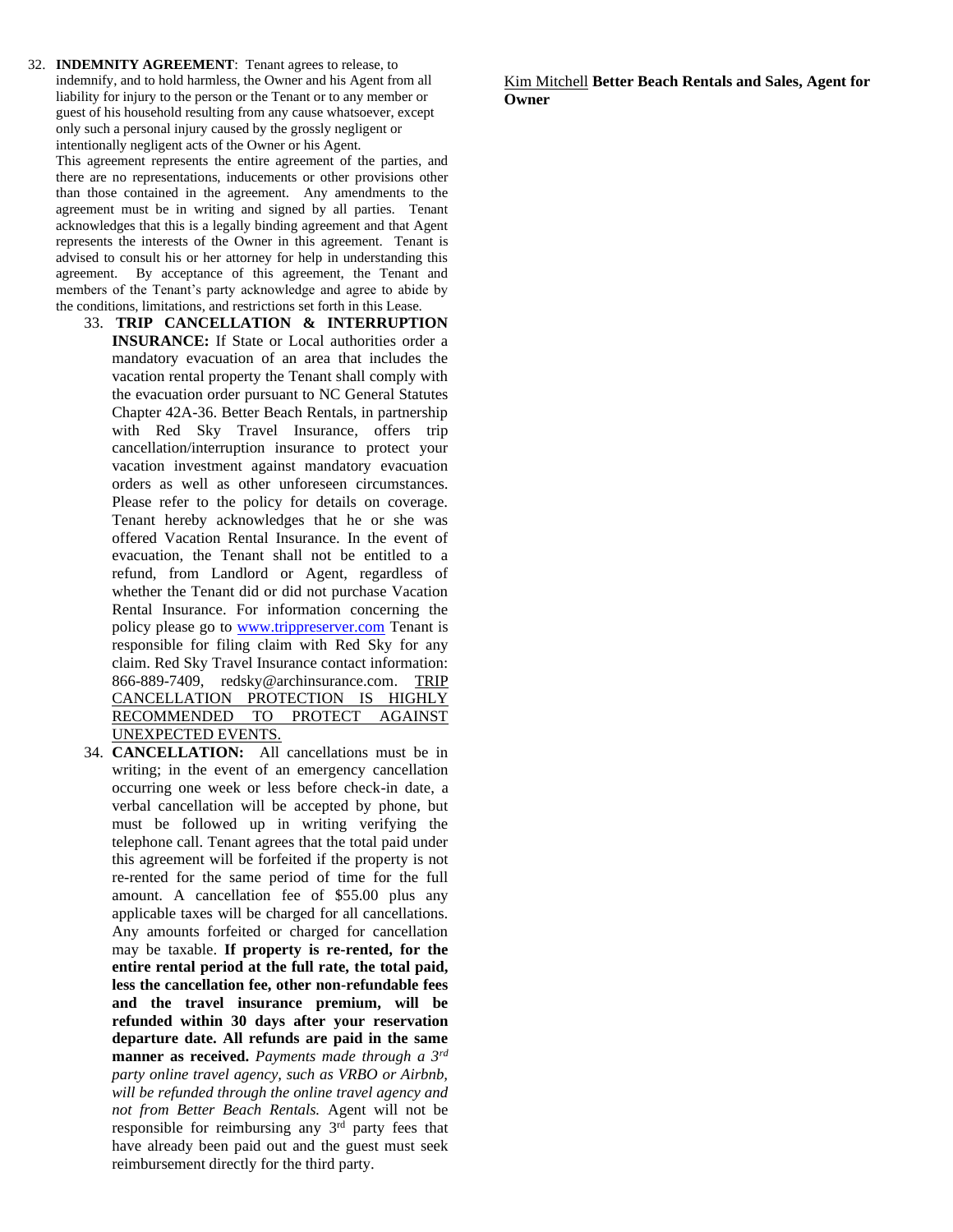32. **INDEMNITY AGREEMENT**: Tenant agrees to release, to indemnify, and to hold harmless, the Owner and his Agent from all liability for injury to the person or the Tenant or to any member or guest of his household resulting from any cause whatsoever, except only such a personal injury caused by the grossly negligent or intentionally negligent acts of the Owner or his Agent.

This agreement represents the entire agreement of the parties, and there are no representations, inducements or other provisions other than those contained in the agreement. Any amendments to the agreement must be in writing and signed by all parties. Tenant acknowledges that this is a legally binding agreement and that Agent represents the interests of the Owner in this agreement. Tenant is advised to consult his or her attorney for help in understanding this agreement. By acceptance of this agreement, the Tenant and members of the Tenant's party acknowledge and agree to abide by the conditions, limitations, and restrictions set forth in this Lease.

33. **TRIP CANCELLATION & INTERRUPTION INSURANCE:** If State or Local authorities order a mandatory evacuation of an area that includes the vacation rental property the Tenant shall comply with the evacuation order pursuant to NC General Statutes Chapter 42A-36. Better Beach Rentals, in partnership with Red Sky Travel Insurance, offers trip cancellation/interruption insurance to protect your vacation investment against mandatory evacuation orders as well as other unforeseen circumstances. Please refer to the policy for details on coverage. Tenant hereby acknowledges that he or she was offered Vacation Rental Insurance. In the event of evacuation, the Tenant shall not be entitled to a refund, from Landlord or Agent, regardless of whether the Tenant did or did not purchase Vacation Rental Insurance. For information concerning the policy please go to www.trippreserver.com Tenant is responsible for filing claim with Red Sky for any claim. Red Sky Travel Insurance contact information: 866-889-7409, redsky@archinsurance.com. TRIP CANCELLATION PROTECTION IS HIGHLY RECOMMENDED TO PROTECT AGAINST UNEXPECTED EVENTS.

34. **CANCELLATION:** All cancellations must be in writing; in the event of an emergency cancellation occurring one week or less before check-in date, a verbal cancellation will be accepted by phone, but must be followed up in writing verifying the telephone call. Tenant agrees that the total paid under this agreement will be forfeited if the property is not re-rented for the same period of time for the full amount. A cancellation fee of $55.00 plus any applicable taxes will be charged for all cancellations. Any amounts forfeited or charged for cancellation may be taxable. **If property is re-rented, for the entire rental period at the full rate, the total paid, less the cancellation fee, other non-refundable fees and the travel insurance premium, will be refunded within 30 days after your reservation departure date. All refunds are paid in the same manner as received.** *Payments made through a 3rd party online travel agency, such as VRBO or Airbnb, will be refunded through the online travel agency and not from Better Beach Rentals.* Agent will not be responsible for reimbursing any 3rd party fees that have already been paid out and the guest must seek reimbursement directly for the third party.

Kim Mitchell **Better Beach Rentals and Sales, Agent for Owner**